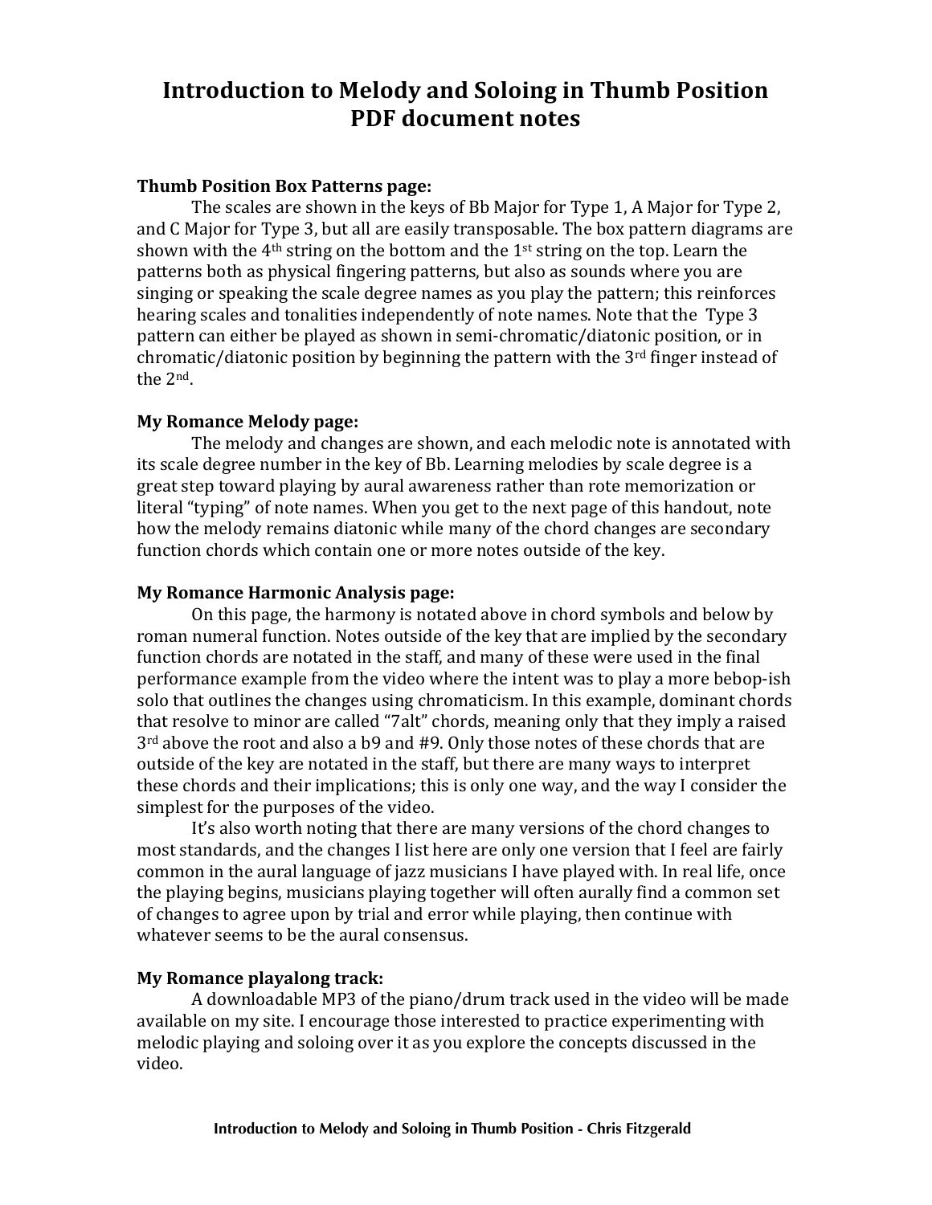# Introduction to Melody and Soloing in Thumb Position
# PDF document notes

**Thumb Position Box Patterns page:**

The scales are shown in the keys of Bb Major for Type 1, A Major for Type 2, and C Major for Type 3, but all are easily transposable. The box pattern diagrams are shown with the $4^{th}$ string on the bottom and the $1^{st}$ string on the top. Learn the patterns both as physical fingering patterns, but also as sounds where you are singing or speaking the scale degree names as you play the pattern; this reinforces hearing scales and tonalities independently of note names. Note that the Type 3 pattern can either be played as shown in semi-chromatic/diatonic position, or in chromatic/diatonic position by beginning the pattern with the $3^{rd}$ finger instead of the $2^{nd}$.

**My Romance Melody page:**

The melody and changes are shown, and each melodic note is annotated with its scale degree number in the key of Bb. Learning melodies by scale degree is a great step toward playing by aural awareness rather than rote memorization or literal "typing" of note names. When you get to the next page of this handout, note how the melody remains diatonic while many of the chord changes are secondary function chords which contain one or more notes outside of the key.

**My Romance Harmonic Analysis page:**

On this page, the harmony is notated above in chord symbols and below by roman numeral function. Notes outside of the key that are implied by the secondary function chords are notated in the staff, and many of these were used in the final performance example from the video where the intent was to play a more bebop-ish solo that outlines the changes using chromaticism. In this example, dominant chords that resolve to minor are called "7alt" chords, meaning only that they imply a raised $3^{rd}$ above the root and also a b9 and #9. Only those notes of these chords that are outside of the key are notated in the staff, but there are many ways to interpret these chords and their implications; this is only one way, and the way I consider the simplest for the purposes of the video.

It's also worth noting that there are many versions of the chord changes to most standards, and the changes I list here are only one version that I feel are fairly common in the aural language of jazz musicians I have played with. In real life, once the playing begins, musicians playing together will often aurally find a common set of changes to agree upon by trial and error while playing, then continue with whatever seems to be the aural consensus.

**My Romance playalong track:**

A downloadable MP3 of the piano/drum track used in the video will be made available on my site. I encourage those interested to practice experimenting with melodic playing and soloing over it as you explore the concepts discussed in the video.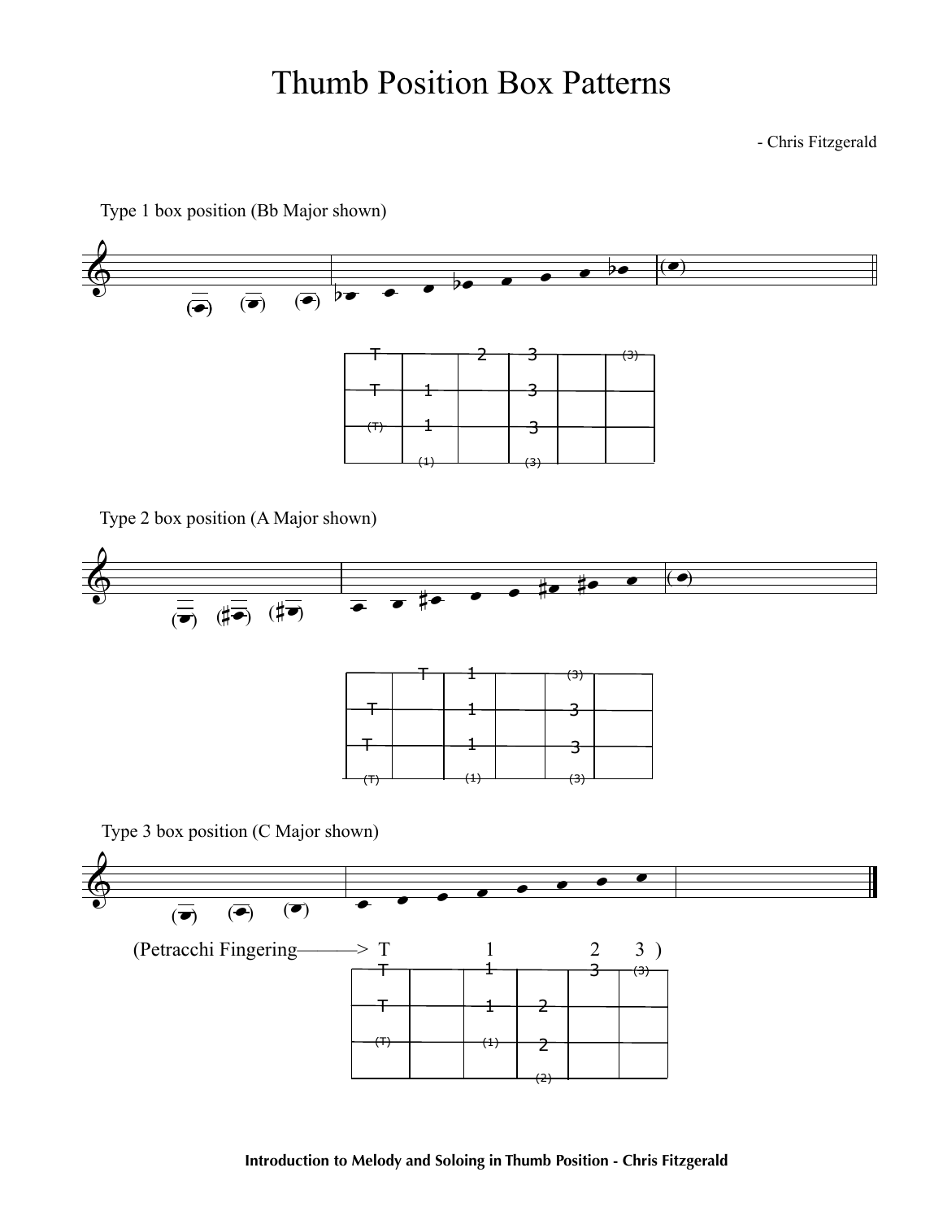# Thumb Position Box Patterns

- Chris Fitzgerald

Type 1 box position (Bb Major shown)

| T | | 2 | 3 | | (3) |
|---|---|---|---|---|---|
| T | 1 | | 3 | | |
| (T) | 1 | | 3 | | |
| | (1) | | (3) | | |

Type 2 box position (A Major shown)

| | T | 1 | | (3) | |
|---|---|---|---|---|---|
| T | | 1 | | 3 | |
| T | | 1 | | 3 | |
| (T) | | (1) | | (3) | |

Type 3 box position (C Major shown)

(Petracchi Fingering———> T 1 2 3 )

| T | | 1 | | 3 | (3) |
|---|---|---|---|---|---|
| T | | 1 | 2 | | |
| (T) | | (1) | 2 | | |
| | | | (2) | | |

**Introduction to Melody and Soloing in Thumb Position - Chris Fitzgerald**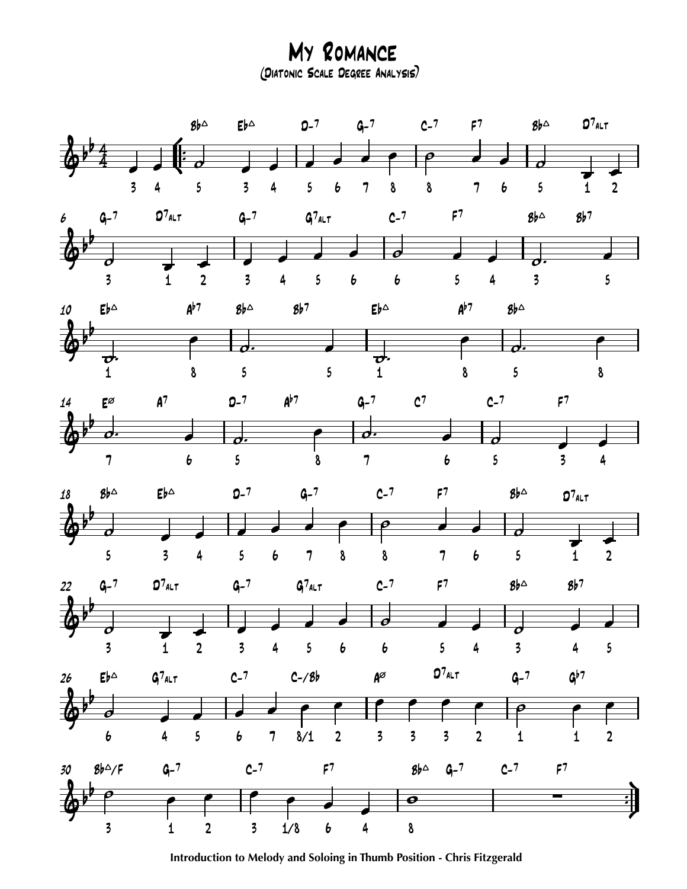# My Romance

## (Diatonic Scale Degree Analysis)

Introduction to Melody and Soloing in Thumb Position - Chris Fitzgerald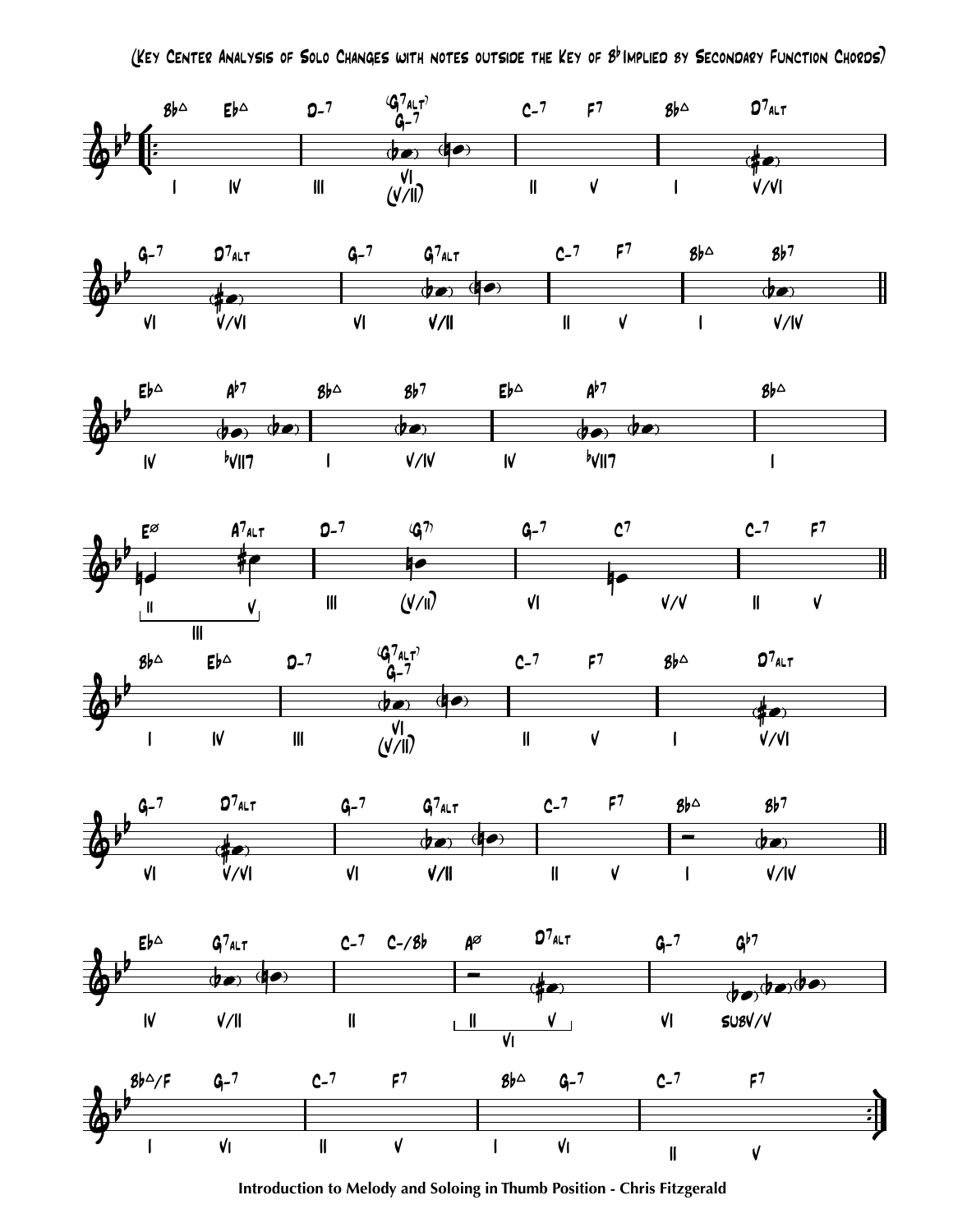(Key Center Analysis of Solo Changes with notes outside the Key of B♭ Implied by Secondary Function Chords)

Bb△ Eb△ D-7 (G7alt) G-7 C-7 F7 Bb△ D7alt

I IV III VI (V/II) II V I V/VI

G-7 D7alt G-7 G7alt C-7 F7 Bb△ Bb7

VI V/VI VI V/II II V I V/IV

Eb△ A♭7 Bb△ Bb7 Eb△ A♭7 Bb△

IV ♭VII7 I V/IV IV ♭VII7 I

Eø A7alt D-7 (G7) G-7 C7 C-7 F7

II V (III) III (V/II) VI V/V II V

Bb△ Eb△ D-7 (G7alt) G-7 C-7 F7 Bb△ D7alt

I IV III VI (V/II) II V I V/VI

G-7 D7alt G-7 G7alt C-7 F7 Bb△ Bb7

VI V/VI VI V/II II V I V/IV

Eb△ G7alt C-7 C-/Bb Aø D7alt G-7 G♭7

IV V/II II II V (VI) VI subV/V

Bb△/F G-7 C-7 F7 Bb△ G-7 C-7 F7

I VI II V I VI II V

**Introduction to Melody and Soloing in Thumb Position - Chris Fitzgerald**